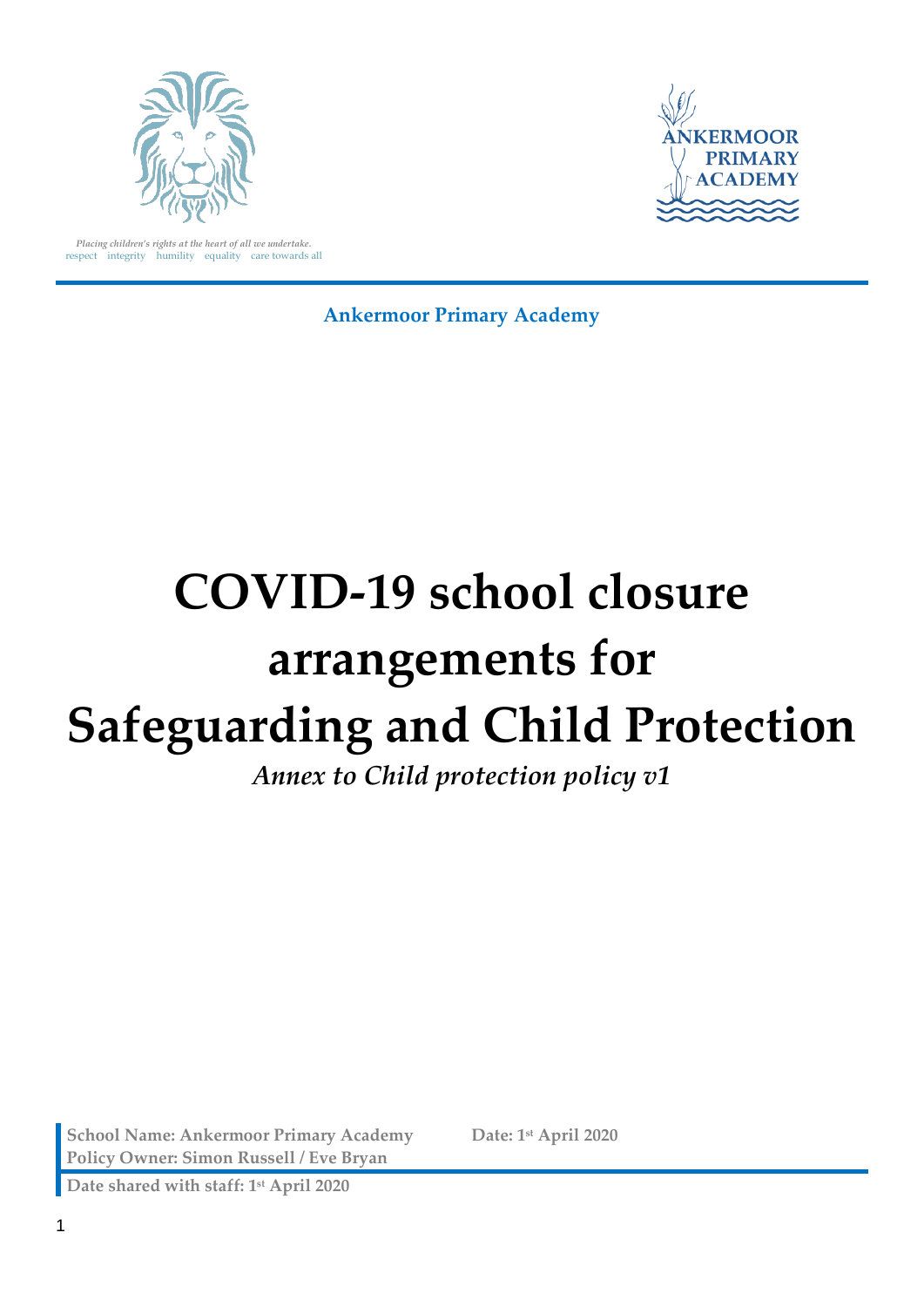*Placing children's rights at the heart of all we undertake.*
respect integrity humility equality care towards all

ANKERMOOR PRIMARY ACADEMY

**Ankermoor Primary Academy**

# COVID-19 school closure arrangements for Safeguarding and Child Protection

*Annex to Child protection policy v1*

**School Name: Ankermoor Primary Academy** **Date: 1st April 2020**
**Policy Owner: Simon Russell / Eve Bryan**

**Date shared with staff: 1st April 2020**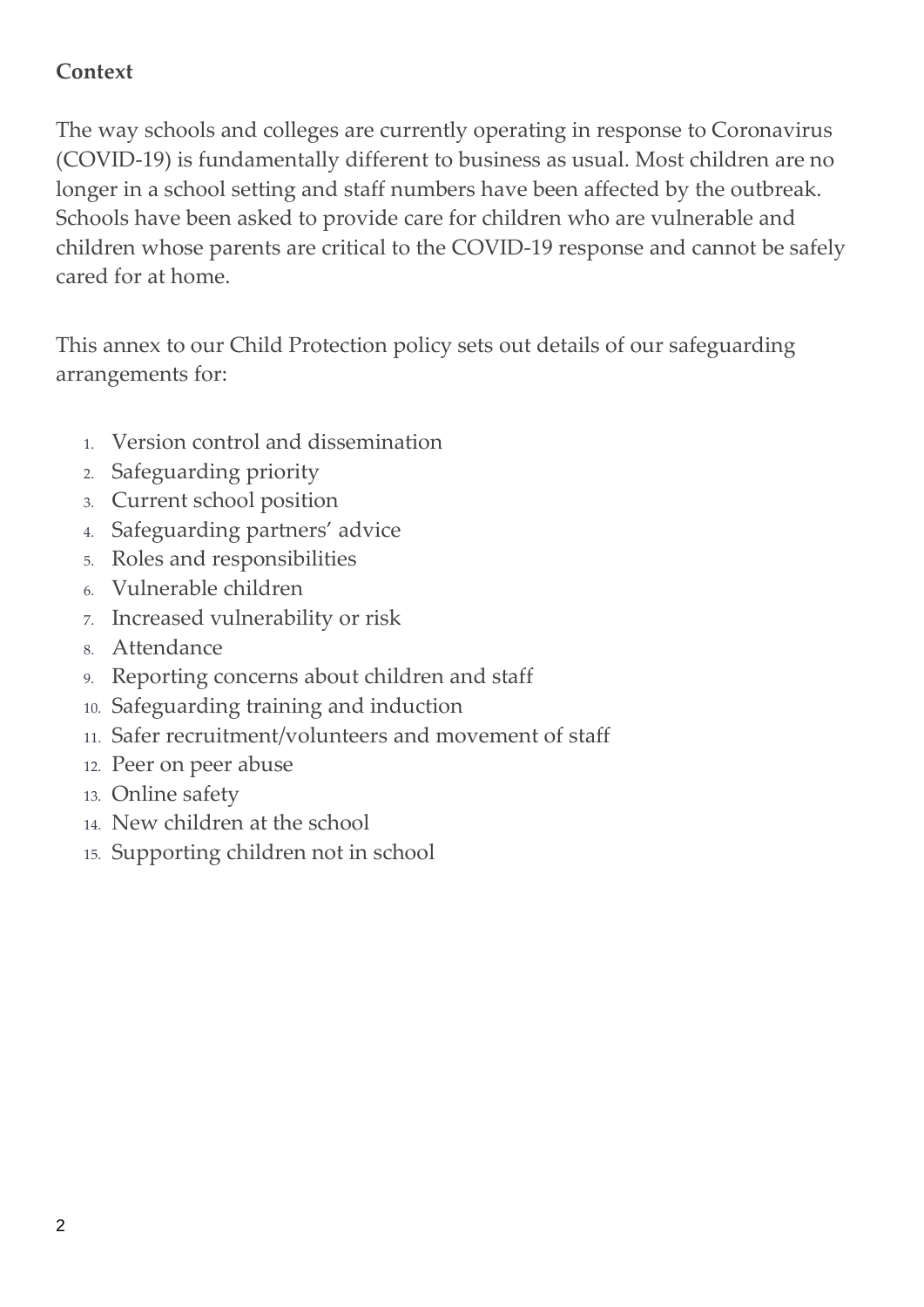**Context**

The way schools and colleges are currently operating in response to Coronavirus (COVID-19) is fundamentally different to business as usual. Most children are no longer in a school setting and staff numbers have been affected by the outbreak. Schools have been asked to provide care for children who are vulnerable and children whose parents are critical to the COVID-19 response and cannot be safely cared for at home.

This annex to our Child Protection policy sets out details of our safeguarding arrangements for:

1. Version control and dissemination
2. Safeguarding priority
3. Current school position
4. Safeguarding partners' advice
5. Roles and responsibilities
6. Vulnerable children
7. Increased vulnerability or risk
8. Attendance
9. Reporting concerns about children and staff
10. Safeguarding training and induction
11. Safer recruitment/volunteers and movement of staff
12. Peer on peer abuse
13. Online safety
14. New children at the school
15. Supporting children not in school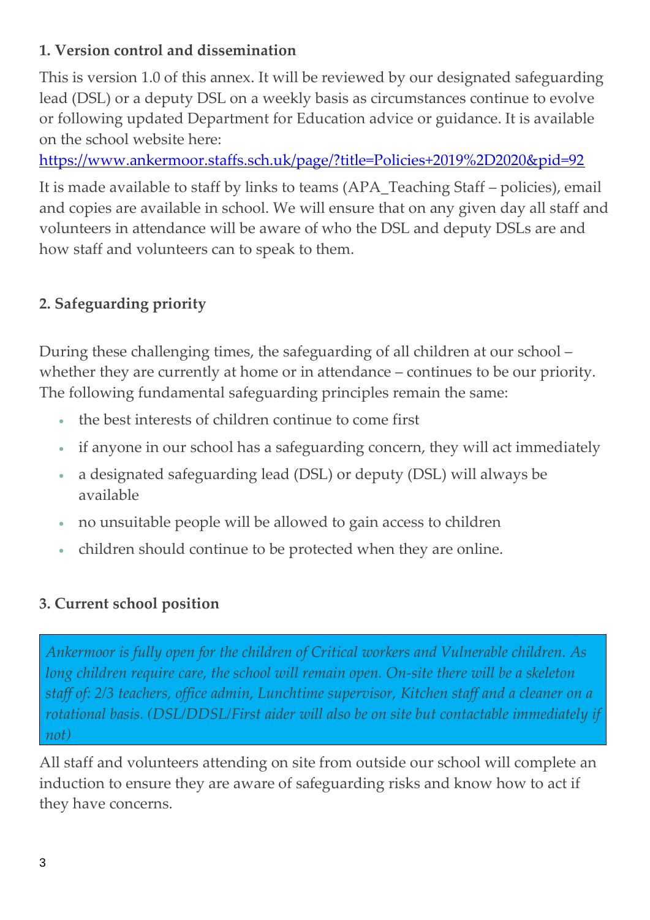**1. Version control and dissemination**

This is version 1.0 of this annex. It will be reviewed by our designated safeguarding lead (DSL) or a deputy DSL on a weekly basis as circumstances continue to evolve or following updated Department for Education advice or guidance. It is available on the school website here:
[https://www.ankermoor.staffs.sch.uk/page/?title=Policies+2019%2D2020&pid=92](https://www.ankermoor.staffs.sch.uk/page/?title=Policies+2019%2D2020&pid=92)

It is made available to staff by links to teams (APA_Teaching Staff – policies), email and copies are available in school. We will ensure that on any given day all staff and volunteers in attendance will be aware of who the DSL and deputy DSLs are and how staff and volunteers can to speak to them.

**2. Safeguarding priority**

During these challenging times, the safeguarding of all children at our school – whether they are currently at home or in attendance – continues to be our priority. The following fundamental safeguarding principles remain the same:

- the best interests of children continue to come first
- if anyone in our school has a safeguarding concern, they will act immediately
- a designated safeguarding lead (DSL) or deputy (DSL) will always be available
- no unsuitable people will be allowed to gain access to children
- children should continue to be protected when they are online.

**3. Current school position**

*Ankermoor is fully open for the children of Critical workers and Vulnerable children. As long children require care, the school will remain open. On-site there will be a skeleton staff of: 2/3 teachers, office admin, Lunchtime supervisor, Kitchen staff and a cleaner on a rotational basis. (DSL/DDSL/First aider will also be on site but contactable immediately if not)*

All staff and volunteers attending on site from outside our school will complete an induction to ensure they are aware of safeguarding risks and know how to act if they have concerns.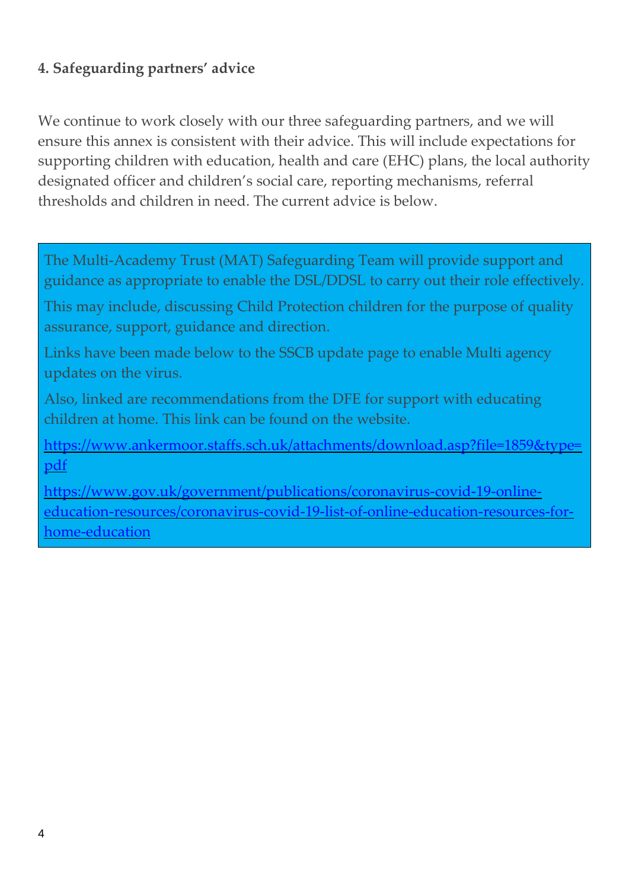#### 4. Safeguarding partners' advice

We continue to work closely with our three safeguarding partners, and we will ensure this annex is consistent with their advice. This will include expectations for supporting children with education, health and care (EHC) plans, the local authority designated officer and children's social care, reporting mechanisms, referral thresholds and children in need. The current advice is below.

The Multi-Academy Trust (MAT) Safeguarding Team will provide support and guidance as appropriate to enable the DSL/DDSL to carry out their role effectively.

This may include, discussing Child Protection children for the purpose of quality assurance, support, guidance and direction.

Links have been made below to the SSCB update page to enable Multi agency updates on the virus.

Also, linked are recommendations from the DFE for support with educating children at home. This link can be found on the website.

https://www.ankermoor.staffs.sch.uk/attachments/download.asp?file=1859&type=pdf

https://www.gov.uk/government/publications/coronavirus-covid-19-online-education-resources/coronavirus-covid-19-list-of-online-education-resources-for-home-education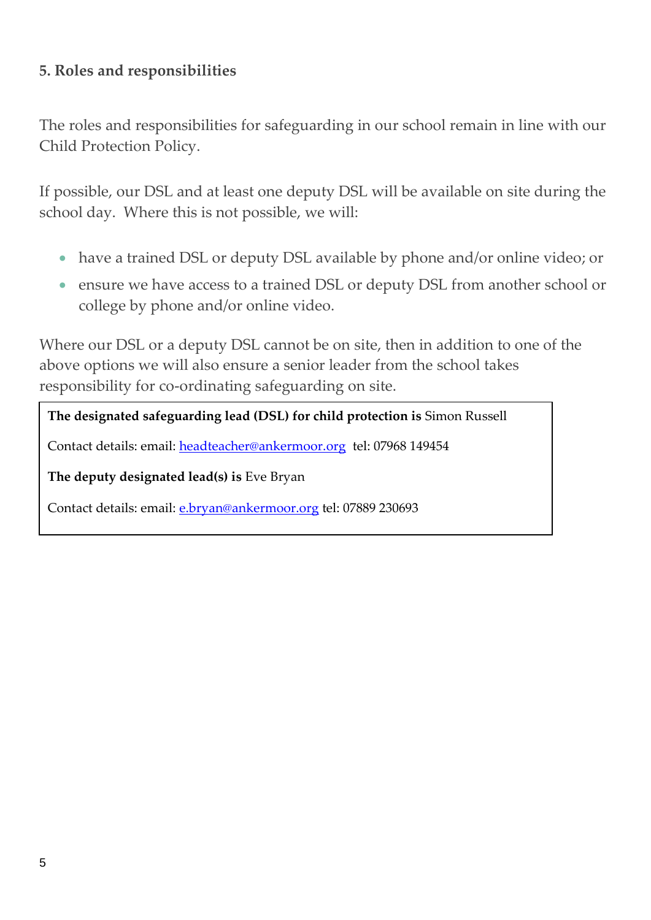## 5. Roles and responsibilities

The roles and responsibilities for safeguarding in our school remain in line with our Child Protection Policy.

If possible, our DSL and at least one deputy DSL will be available on site during the school day. Where this is not possible, we will:

- have a trained DSL or deputy DSL available by phone and/or online video; or
- ensure we have access to a trained DSL or deputy DSL from another school or college by phone and/or online video.

Where our DSL or a deputy DSL cannot be on site, then in addition to one of the above options we will also ensure a senior leader from the school takes responsibility for co-ordinating safeguarding on site.

**The designated safeguarding lead (DSL) for child protection is** Simon Russell

Contact details: email: headteacher@ankermoor.org tel: 07968 149454

**The deputy designated lead(s) is** Eve Bryan

Contact details: email: e.bryan@ankermoor.org tel: 07889 230693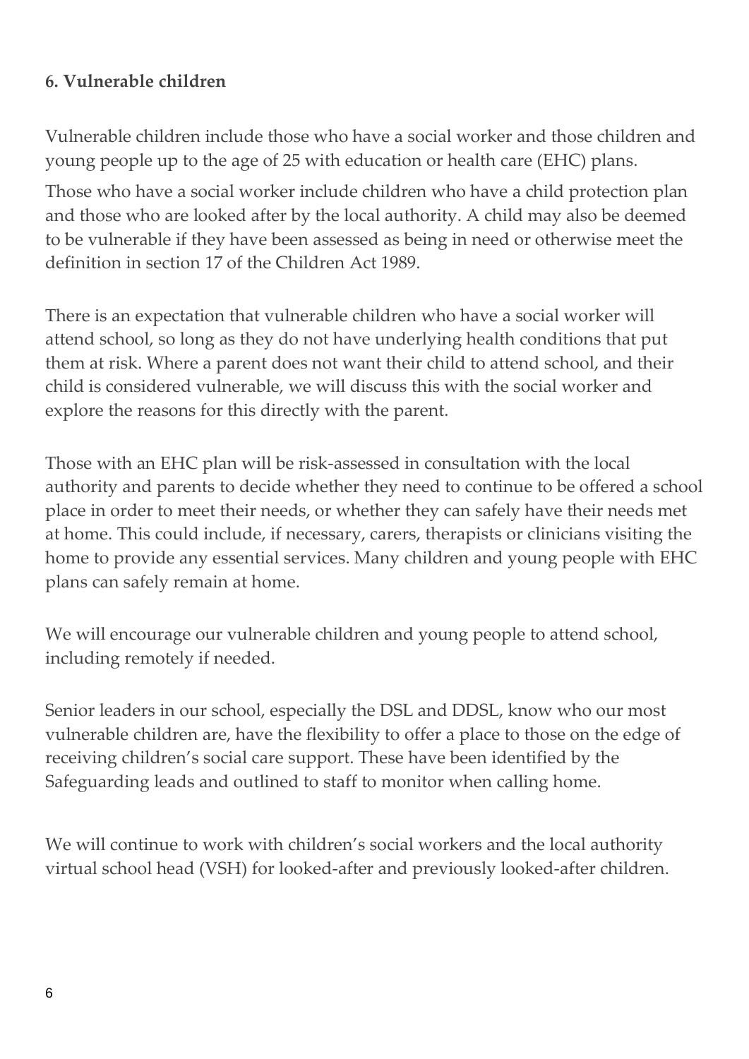**6. Vulnerable children**

Vulnerable children include those who have a social worker and those children and young people up to the age of 25 with education or health care (EHC) plans.

Those who have a social worker include children who have a child protection plan and those who are looked after by the local authority. A child may also be deemed to be vulnerable if they have been assessed as being in need or otherwise meet the definition in section 17 of the Children Act 1989.

There is an expectation that vulnerable children who have a social worker will attend school, so long as they do not have underlying health conditions that put them at risk. Where a parent does not want their child to attend school, and their child is considered vulnerable, we will discuss this with the social worker and explore the reasons for this directly with the parent.

Those with an EHC plan will be risk-assessed in consultation with the local authority and parents to decide whether they need to continue to be offered a school place in order to meet their needs, or whether they can safely have their needs met at home. This could include, if necessary, carers, therapists or clinicians visiting the home to provide any essential services. Many children and young people with EHC plans can safely remain at home.

We will encourage our vulnerable children and young people to attend school, including remotely if needed.

Senior leaders in our school, especially the DSL and DDSL, know who our most vulnerable children are, have the flexibility to offer a place to those on the edge of receiving children's social care support. These have been identified by the Safeguarding leads and outlined to staff to monitor when calling home.

We will continue to work with children's social workers and the local authority virtual school head (VSH) for looked-after and previously looked-after children.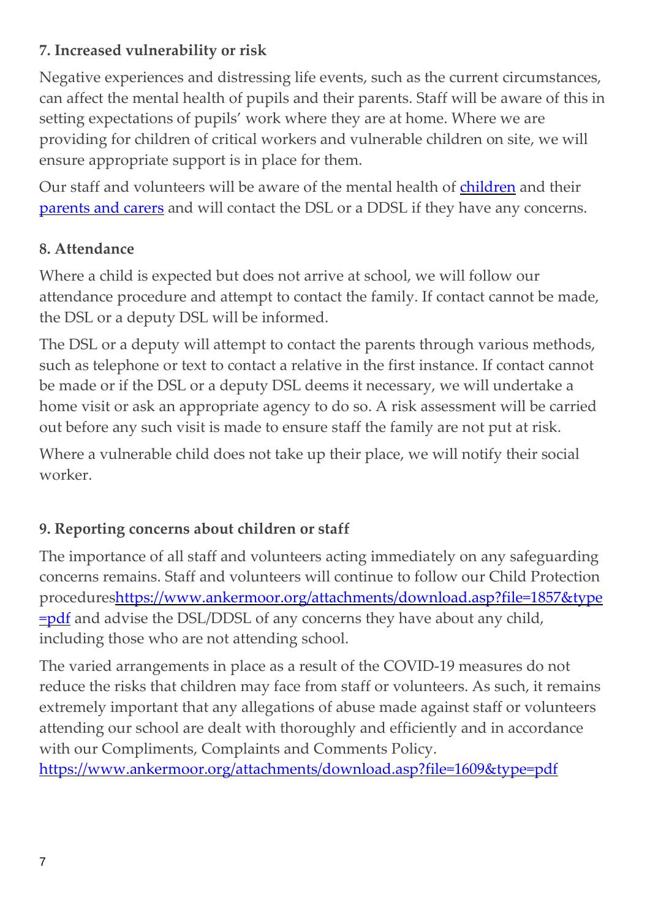### 7. Increased vulnerability or risk

Negative experiences and distressing life events, such as the current circumstances, can affect the mental health of pupils and their parents. Staff will be aware of this in setting expectations of pupils' work where they are at home. Where we are providing for children of critical workers and vulnerable children on site, we will ensure appropriate support is in place for them.

Our staff and volunteers will be aware of the mental health of children and their parents and carers and will contact the DSL or a DDSL if they have any concerns.

### 8. Attendance

Where a child is expected but does not arrive at school, we will follow our attendance procedure and attempt to contact the family. If contact cannot be made, the DSL or a deputy DSL will be informed.

The DSL or a deputy will attempt to contact the parents through various methods, such as telephone or text to contact a relative in the first instance. If contact cannot be made or if the DSL or a deputy DSL deems it necessary, we will undertake a home visit or ask an appropriate agency to do so. A risk assessment will be carried out before any such visit is made to ensure staff the family are not put at risk.

Where a vulnerable child does not take up their place, we will notify their social worker.

### 9. Reporting concerns about children or staff

The importance of all staff and volunteers acting immediately on any safeguarding concerns remains. Staff and volunteers will continue to follow our Child Protection procedureshttps://www.ankermoor.org/attachments/download.asp?file=1857&type=pdf and advise the DSL/DDSL of any concerns they have about any child, including those who are not attending school.

The varied arrangements in place as a result of the COVID-19 measures do not reduce the risks that children may face from staff or volunteers. As such, it remains extremely important that any allegations of abuse made against staff or volunteers attending our school are dealt with thoroughly and efficiently and in accordance with our Compliments, Complaints and Comments Policy. https://www.ankermoor.org/attachments/download.asp?file=1609&type=pdf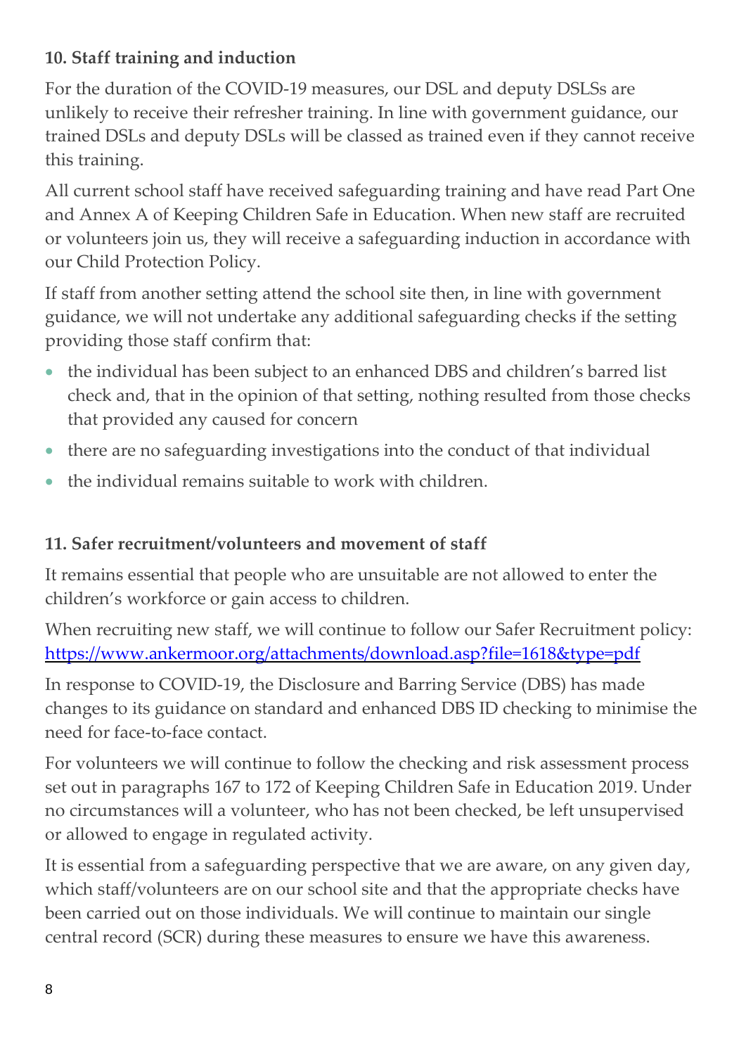**10. Staff training and induction**

For the duration of the COVID-19 measures, our DSL and deputy DSLSs are unlikely to receive their refresher training. In line with government guidance, our trained DSLs and deputy DSLs will be classed as trained even if they cannot receive this training.

All current school staff have received safeguarding training and have read Part One and Annex A of Keeping Children Safe in Education. When new staff are recruited or volunteers join us, they will receive a safeguarding induction in accordance with our Child Protection Policy.

If staff from another setting attend the school site then, in line with government guidance, we will not undertake any additional safeguarding checks if the setting providing those staff confirm that:

- the individual has been subject to an enhanced DBS and children's barred list check and, that in the opinion of that setting, nothing resulted from those checks that provided any caused for concern
- there are no safeguarding investigations into the conduct of that individual
- the individual remains suitable to work with children.

**11. Safer recruitment/volunteers and movement of staff**

It remains essential that people who are unsuitable are not allowed to enter the children's workforce or gain access to children.

When recruiting new staff, we will continue to follow our Safer Recruitment policy: [https://www.ankermoor.org/attachments/download.asp?file=1618&type=pdf](https://www.ankermoor.org/attachments/download.asp?file=1618&type=pdf)

In response to COVID-19, the Disclosure and Barring Service (DBS) has made changes to its guidance on standard and enhanced DBS ID checking to minimise the need for face-to-face contact.

For volunteers we will continue to follow the checking and risk assessment process set out in paragraphs 167 to 172 of Keeping Children Safe in Education 2019. Under no circumstances will a volunteer, who has not been checked, be left unsupervised or allowed to engage in regulated activity.

It is essential from a safeguarding perspective that we are aware, on any given day, which staff/volunteers are on our school site and that the appropriate checks have been carried out on those individuals. We will continue to maintain our single central record (SCR) during these measures to ensure we have this awareness.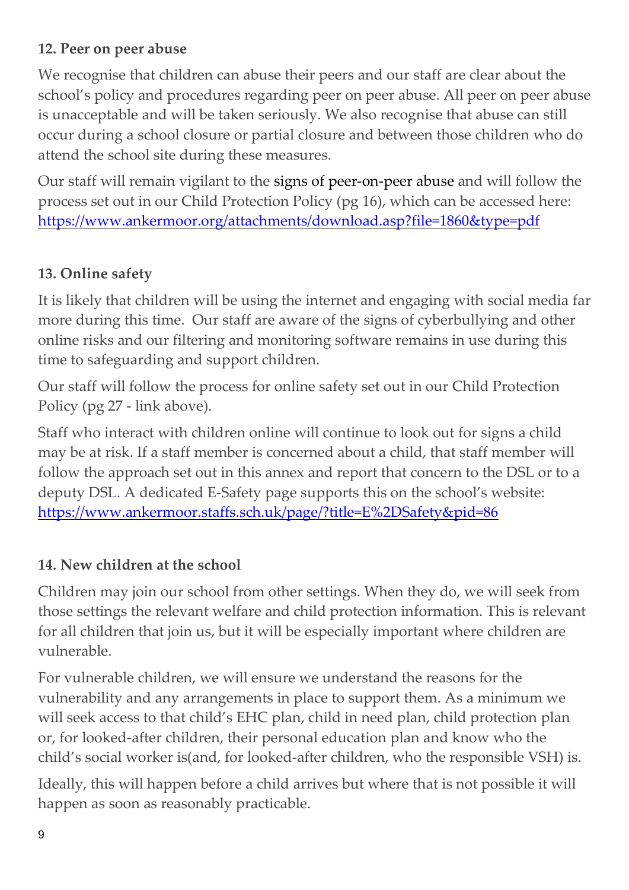## 12. Peer on peer abuse

We recognise that children can abuse their peers and our staff are clear about the school's policy and procedures regarding peer on peer abuse. All peer on peer abuse is unacceptable and will be taken seriously. We also recognise that abuse can still occur during a school closure or partial closure and between those children who do attend the school site during these measures.

Our staff will remain vigilant to the signs of peer-on-peer abuse and will follow the process set out in our Child Protection Policy (pg 16), which can be accessed here: https://www.ankermoor.org/attachments/download.asp?file=1860&type=pdf

## 13. Online safety

It is likely that children will be using the internet and engaging with social media far more during this time. Our staff are aware of the signs of cyberbullying and other online risks and our filtering and monitoring software remains in use during this time to safeguarding and support children.

Our staff will follow the process for online safety set out in our Child Protection Policy (pg 27 - link above).

Staff who interact with children online will continue to look out for signs a child may be at risk. If a staff member is concerned about a child, that staff member will follow the approach set out in this annex and report that concern to the DSL or to a deputy DSL. A dedicated E-Safety page supports this on the school's website: https://www.ankermoor.staffs.sch.uk/page/?title=E%2DSafety&pid=86

## 14. New children at the school

Children may join our school from other settings. When they do, we will seek from those settings the relevant welfare and child protection information. This is relevant for all children that join us, but it will be especially important where children are vulnerable.

For vulnerable children, we will ensure we understand the reasons for the vulnerability and any arrangements in place to support them. As a minimum we will seek access to that child's EHC plan, child in need plan, child protection plan or, for looked-after children, their personal education plan and know who the child's social worker is(and, for looked-after children, who the responsible VSH) is.

Ideally, this will happen before a child arrives but where that is not possible it will happen as soon as reasonably practicable.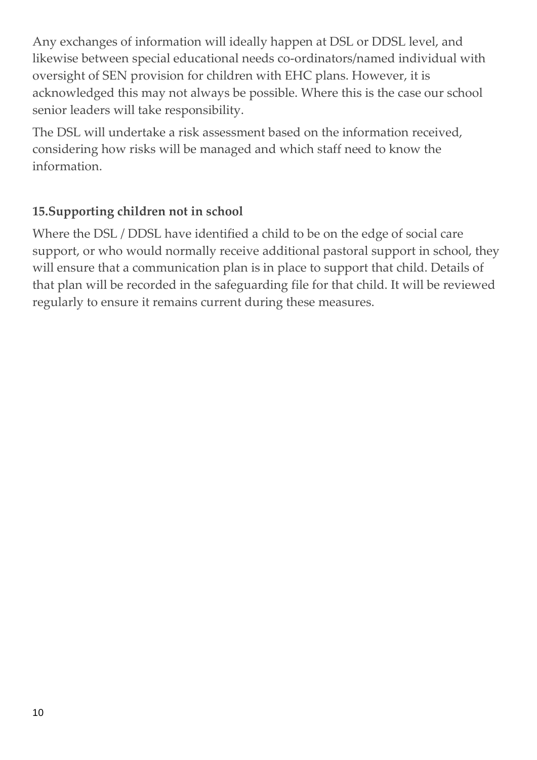Any exchanges of information will ideally happen at DSL or DDSL level, and likewise between special educational needs co-ordinators/named individual with oversight of SEN provision for children with EHC plans. However, it is acknowledged this may not always be possible. Where this is the case our school senior leaders will take responsibility.

The DSL will undertake a risk assessment based on the information received, considering how risks will be managed and which staff need to know the information.

### 15.Supporting children not in school

Where the DSL / DDSL have identified a child to be on the edge of social care support, or who would normally receive additional pastoral support in school, they will ensure that a communication plan is in place to support that child. Details of that plan will be recorded in the safeguarding file for that child. It will be reviewed regularly to ensure it remains current during these measures.